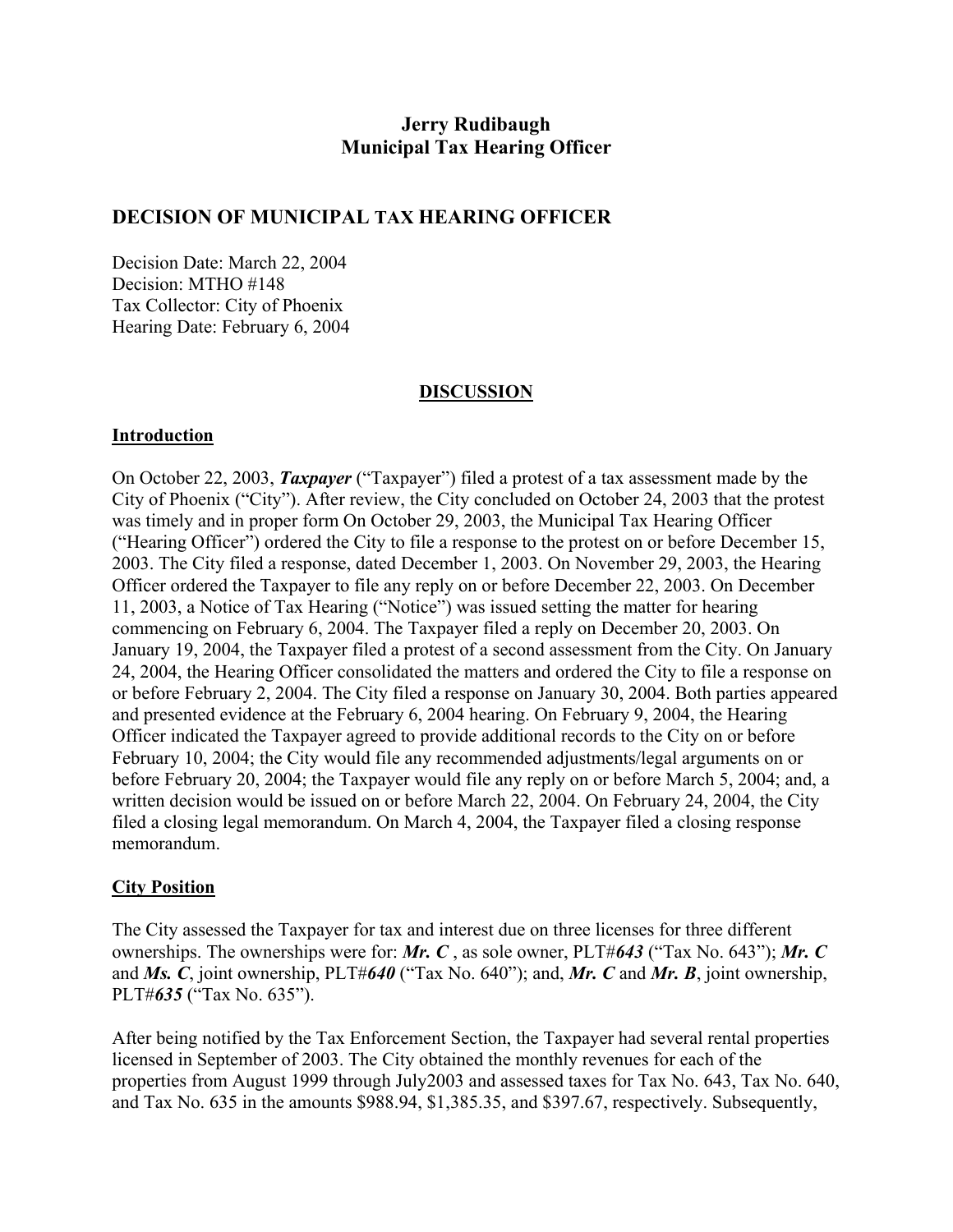**Jerry Rudibaugh**
**Municipal Tax Hearing Officer**

## DECISION OF MUNICIPAL TAX HEARING OFFICER

Decision Date: March 22, 2004
Decision: MTHO #148
Tax Collector: City of Phoenix
Hearing Date: February 6, 2004

## DISCUSSION

### Introduction

On October 22, 2003, ***Taxpayer*** ("Taxpayer") filed a protest of a tax assessment made by the City of Phoenix ("City"). After review, the City concluded on October 24, 2003 that the protest was timely and in proper form On October 29, 2003, the Municipal Tax Hearing Officer ("Hearing Officer") ordered the City to file a response to the protest on or before December 15, 2003. The City filed a response, dated December 1, 2003. On November 29, 2003, the Hearing Officer ordered the Taxpayer to file any reply on or before December 22, 2003. On December 11, 2003, a Notice of Tax Hearing ("Notice") was issued setting the matter for hearing commencing on February 6, 2004. The Taxpayer filed a reply on December 20, 2003. On January 19, 2004, the Taxpayer filed a protest of a second assessment from the City. On January 24, 2004, the Hearing Officer consolidated the matters and ordered the City to file a response on or before February 2, 2004. The City filed a response on January 30, 2004. Both parties appeared and presented evidence at the February 6, 2004 hearing. On February 9, 2004, the Hearing Officer indicated the Taxpayer agreed to provide additional records to the City on or before February 10, 2004; the City would file any recommended adjustments/legal arguments on or before February 20, 2004; the Taxpayer would file any reply on or before March 5, 2004; and, a written decision would be issued on or before March 22, 2004. On February 24, 2004, the City filed a closing legal memorandum. On March 4, 2004, the Taxpayer filed a closing response memorandum.

### City Position

The City assessed the Taxpayer for tax and interest due on three licenses for three different ownerships. The ownerships were for: ***Mr. C*** , as sole owner, PLT#***643*** ("Tax No. 643"); ***Mr. C*** and ***Ms. C***, joint ownership, PLT#***640*** ("Tax No. 640"); and, ***Mr. C*** and ***Mr. B***, joint ownership, PLT#***635*** ("Tax No. 635").

After being notified by the Tax Enforcement Section, the Taxpayer had several rental properties licensed in September of 2003. The City obtained the monthly revenues for each of the properties from August 1999 through July2003 and assessed taxes for Tax No. 643, Tax No. 640, and Tax No. 635 in the amounts $988.94, $1,385.35, and $397.67, respectively. Subsequently,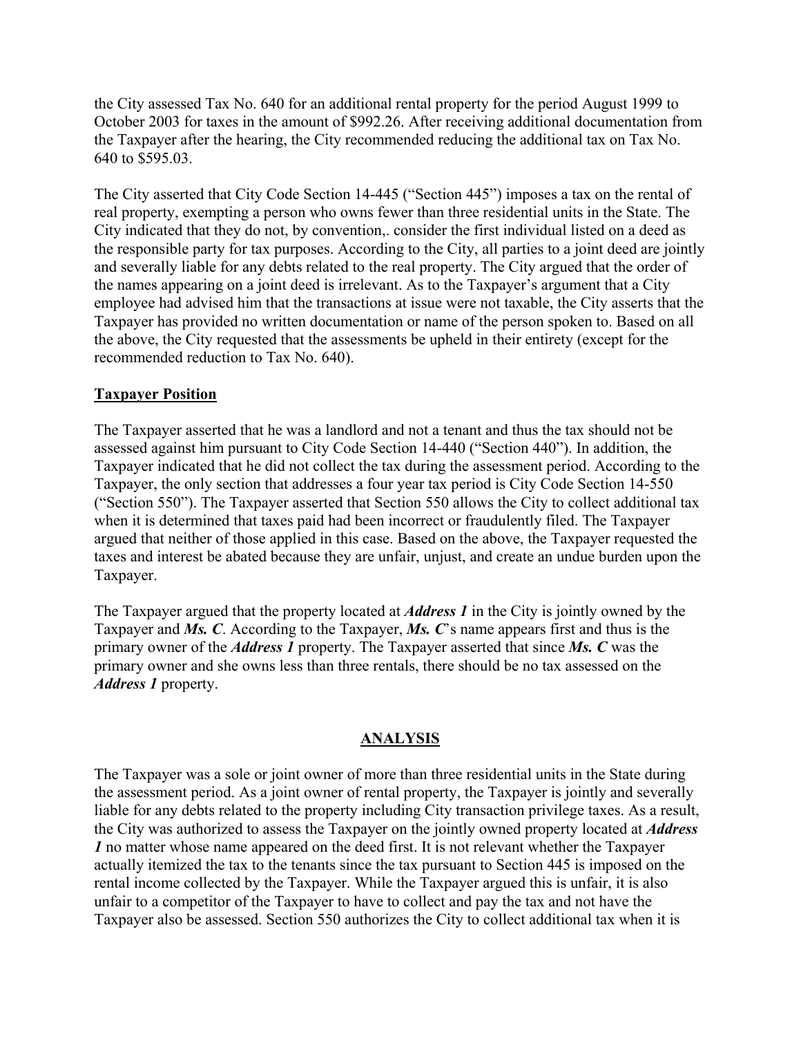the City assessed Tax No. 640 for an additional rental property for the period August 1999 to October 2003 for taxes in the amount of $992.26. After receiving additional documentation from the Taxpayer after the hearing, the City recommended reducing the additional tax on Tax No. 640 to $595.03.

The City asserted that City Code Section 14-445 ("Section 445") imposes a tax on the rental of real property, exempting a person who owns fewer than three residential units in the State. The City indicated that they do not, by convention,. consider the first individual listed on a deed as the responsible party for tax purposes. According to the City, all parties to a joint deed are jointly and severally liable for any debts related to the real property. The City argued that the order of the names appearing on a joint deed is irrelevant. As to the Taxpayer's argument that a City employee had advised him that the transactions at issue were not taxable, the City asserts that the Taxpayer has provided no written documentation or name of the person spoken to. Based on all the above, the City requested that the assessments be upheld in their entirety (except for the recommended reduction to Tax No. 640).

**Taxpayer Position**

The Taxpayer asserted that he was a landlord and not a tenant and thus the tax should not be assessed against him pursuant to City Code Section 14-440 ("Section 440"). In addition, the Taxpayer indicated that he did not collect the tax during the assessment period. According to the Taxpayer, the only section that addresses a four year tax period is City Code Section 14-550 ("Section 550"). The Taxpayer asserted that Section 550 allows the City to collect additional tax when it is determined that taxes paid had been incorrect or fraudulently filed. The Taxpayer argued that neither of those applied in this case. Based on the above, the Taxpayer requested the taxes and interest be abated because they are unfair, unjust, and create an undue burden upon the Taxpayer.

The Taxpayer argued that the property located at ***Address 1*** in the City is jointly owned by the Taxpayer and ***Ms. C***. According to the Taxpayer, ***Ms. C***'s name appears first and thus is the primary owner of the ***Address 1*** property. The Taxpayer asserted that since ***Ms. C*** was the primary owner and she owns less than three rentals, there should be no tax assessed on the ***Address 1*** property.

**ANALYSIS**

The Taxpayer was a sole or joint owner of more than three residential units in the State during the assessment period. As a joint owner of rental property, the Taxpayer is jointly and severally liable for any debts related to the property including City transaction privilege taxes. As a result, the City was authorized to assess the Taxpayer on the jointly owned property located at ***Address 1*** no matter whose name appeared on the deed first. It is not relevant whether the Taxpayer actually itemized the tax to the tenants since the tax pursuant to Section 445 is imposed on the rental income collected by the Taxpayer. While the Taxpayer argued this is unfair, it is also unfair to a competitor of the Taxpayer to have to collect and pay the tax and not have the Taxpayer also be assessed. Section 550 authorizes the City to collect additional tax when it is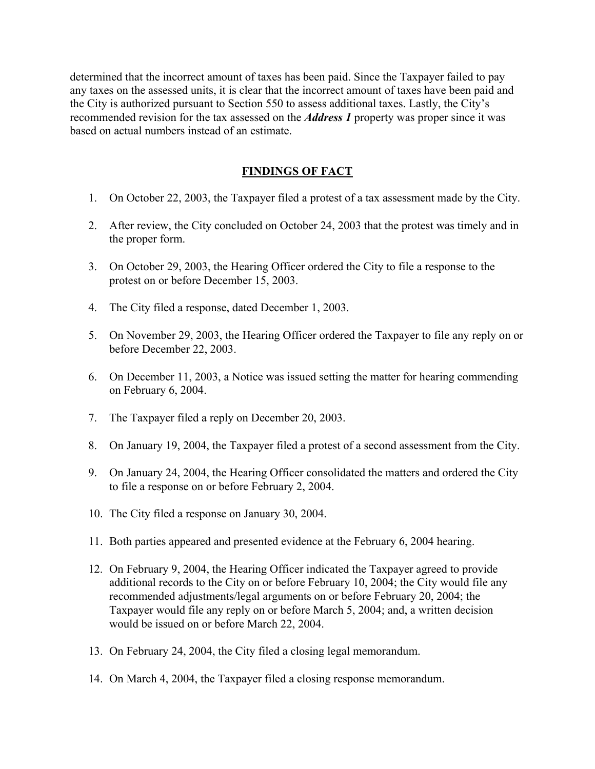determined that the incorrect amount of taxes has been paid. Since the Taxpayer failed to pay any taxes on the assessed units, it is clear that the incorrect amount of taxes have been paid and the City is authorized pursuant to Section 550 to assess additional taxes. Lastly, the City's recommended revision for the tax assessed on the ***Address 1*** property was proper since it was based on actual numbers instead of an estimate.

## FINDINGS OF FACT

1. On October 22, 2003, the Taxpayer filed a protest of a tax assessment made by the City.
2. After review, the City concluded on October 24, 2003 that the protest was timely and in the proper form.
3. On October 29, 2003, the Hearing Officer ordered the City to file a response to the protest on or before December 15, 2003.
4. The City filed a response, dated December 1, 2003.
5. On November 29, 2003, the Hearing Officer ordered the Taxpayer to file any reply on or before December 22, 2003.
6. On December 11, 2003, a Notice was issued setting the matter for hearing commending on February 6, 2004.
7. The Taxpayer filed a reply on December 20, 2003.
8. On January 19, 2004, the Taxpayer filed a protest of a second assessment from the City.
9. On January 24, 2004, the Hearing Officer consolidated the matters and ordered the City to file a response on or before February 2, 2004.
10. The City filed a response on January 30, 2004.
11. Both parties appeared and presented evidence at the February 6, 2004 hearing.
12. On February 9, 2004, the Hearing Officer indicated the Taxpayer agreed to provide additional records to the City on or before February 10, 2004; the City would file any recommended adjustments/legal arguments on or before February 20, 2004; the Taxpayer would file any reply on or before March 5, 2004; and, a written decision would be issued on or before March 22, 2004.
13. On February 24, 2004, the City filed a closing legal memorandum.
14. On March 4, 2004, the Taxpayer filed a closing response memorandum.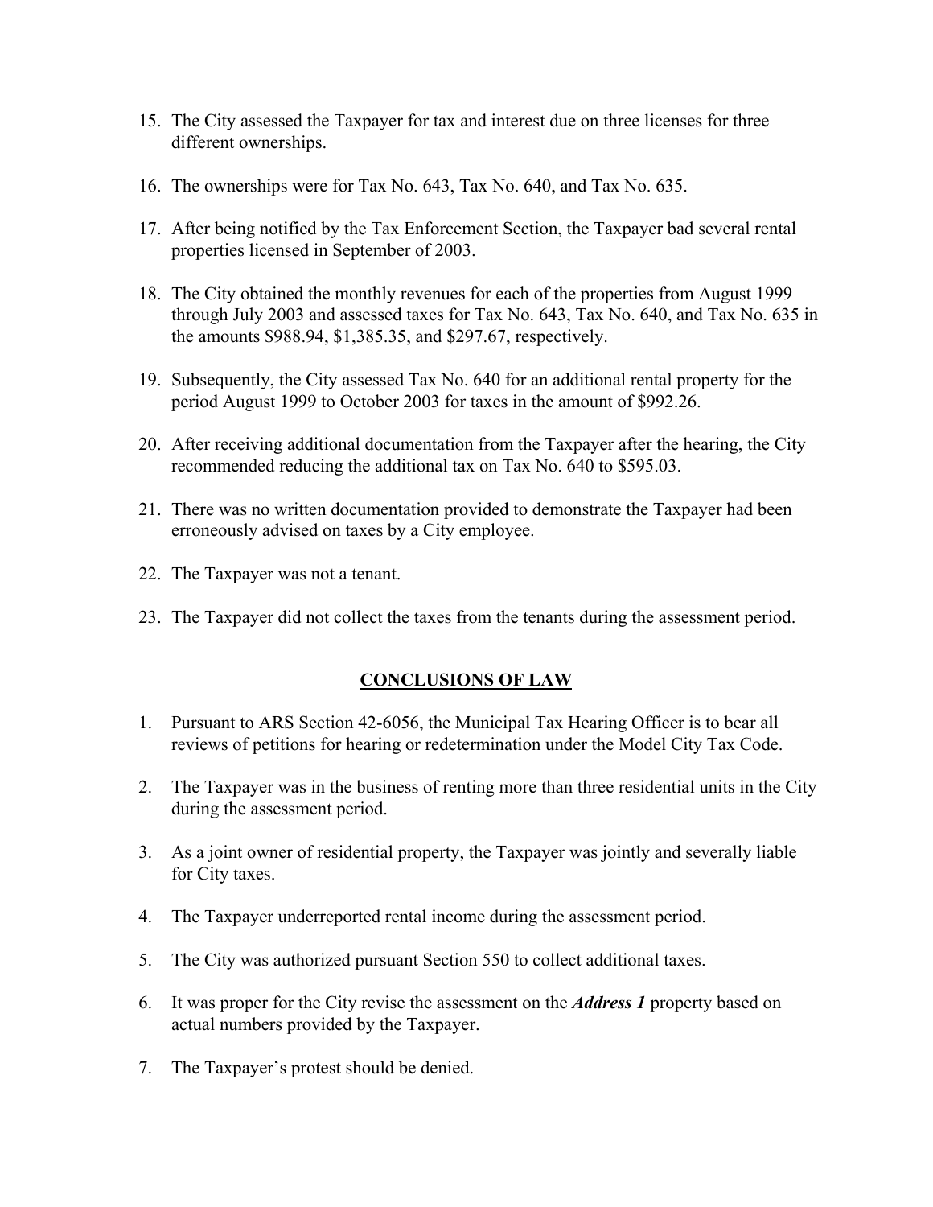15. The City assessed the Taxpayer for tax and interest due on three licenses for three different ownerships.

16. The ownerships were for Tax No. 643, Tax No. 640, and Tax No. 635.

17. After being notified by the Tax Enforcement Section, the Taxpayer bad several rental properties licensed in September of 2003.

18. The City obtained the monthly revenues for each of the properties from August 1999 through July 2003 and assessed taxes for Tax No. 643, Tax No. 640, and Tax No. 635 in the amounts $988.94, $1,385.35, and $297.67, respectively.

19. Subsequently, the City assessed Tax No. 640 for an additional rental property for the period August 1999 to October 2003 for taxes in the amount of $992.26.

20. After receiving additional documentation from the Taxpayer after the hearing, the City recommended reducing the additional tax on Tax No. 640 to $595.03.

21. There was no written documentation provided to demonstrate the Taxpayer had been erroneously advised on taxes by a City employee.

22. The Taxpayer was not a tenant.

23. The Taxpayer did not collect the taxes from the tenants during the assessment period.

## CONCLUSIONS OF LAW

1. Pursuant to ARS Section 42-6056, the Municipal Tax Hearing Officer is to bear all reviews of petitions for hearing or redetermination under the Model City Tax Code.

2. The Taxpayer was in the business of renting more than three residential units in the City during the assessment period.

3. As a joint owner of residential property, the Taxpayer was jointly and severally liable for City taxes.

4. The Taxpayer underreported rental income during the assessment period.

5. The City was authorized pursuant Section 550 to collect additional taxes.

6. It was proper for the City revise the assessment on the ***Address 1*** property based on actual numbers provided by the Taxpayer.

7. The Taxpayer's protest should be denied.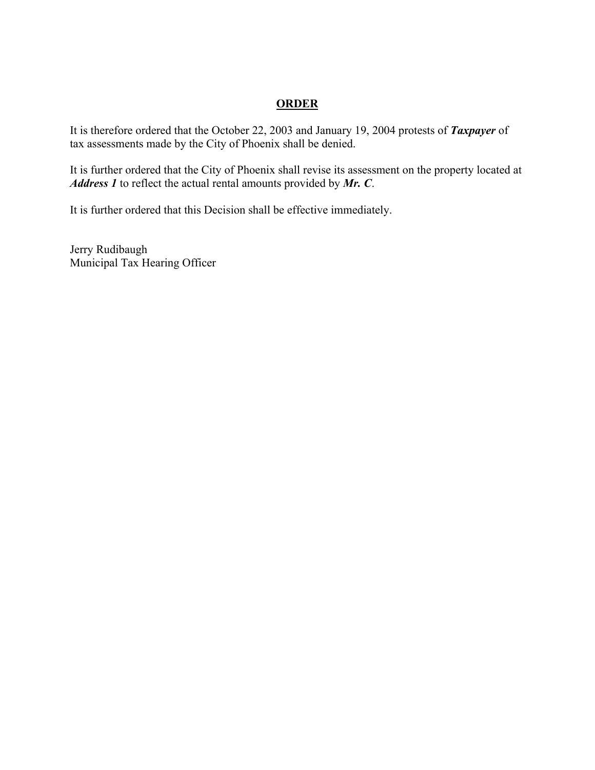## **ORDER**

It is therefore ordered that the October 22, 2003 and January 19, 2004 protests of ***Taxpayer*** of tax assessments made by the City of Phoenix shall be denied.

It is further ordered that the City of Phoenix shall revise its assessment on the property located at ***Address 1*** to reflect the actual rental amounts provided by ***Mr. C***.

It is further ordered that this Decision shall be effective immediately.

Jerry Rudibaugh
Municipal Tax Hearing Officer